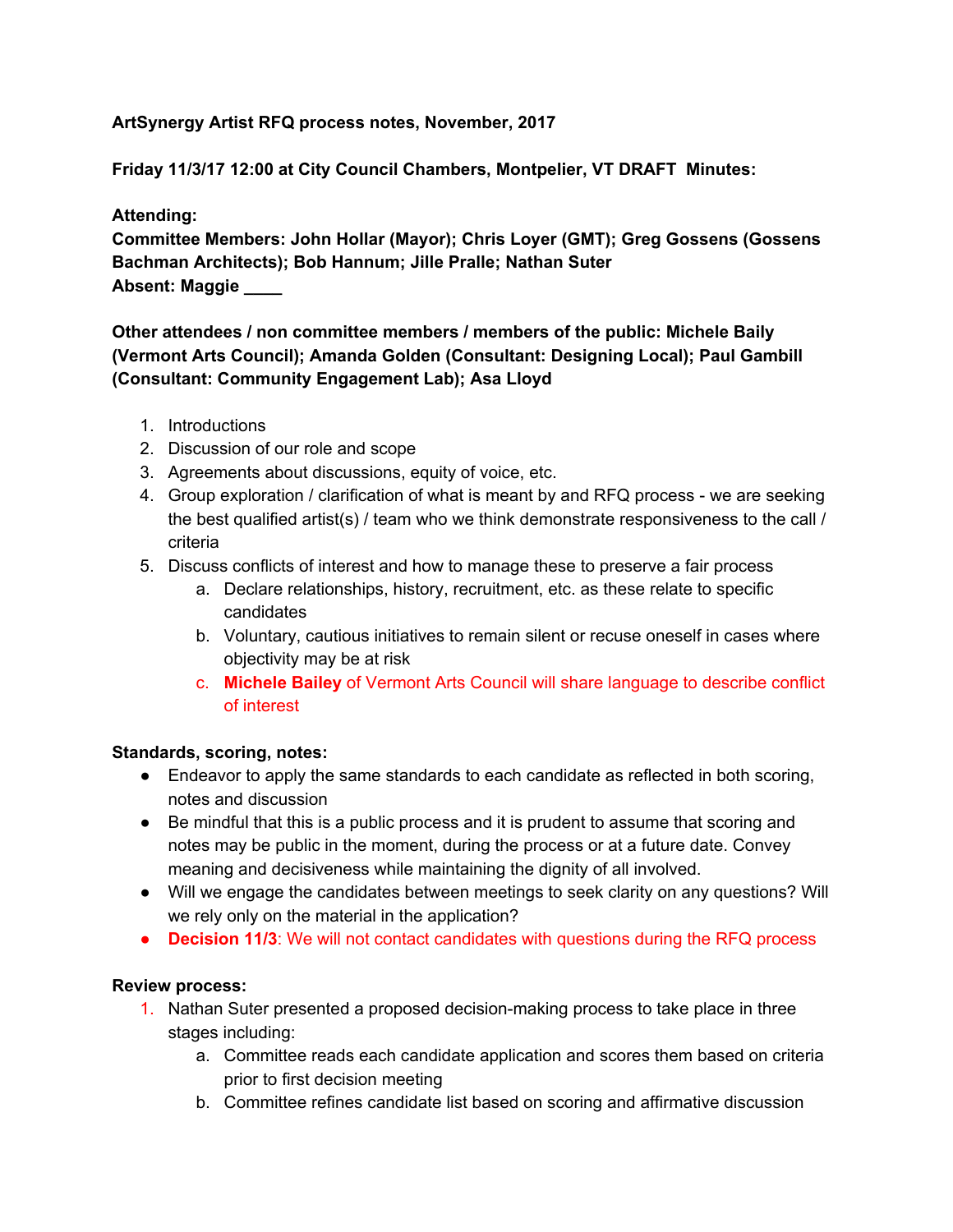**ArtSynergy Artist RFQ process notes, November, 2017**

**Friday 11/3/17 12:00 at City Council Chambers, Montpelier, VT DRAFT Minutes:**

**Attending:**
**Committee Members: John Hollar (Mayor); Chris Loyer (GMT); Greg Gossens (Gossens Bachman Architects); Bob Hannum; Jille Pralle; Nathan Suter**
**Absent: Maggie ____**

**Other attendees / non committee members / members of the public: Michele Baily (Vermont Arts Council); Amanda Golden (Consultant: Designing Local); Paul Gambill (Consultant: Community Engagement Lab); Asa Lloyd**

1. Introductions
2. Discussion of our role and scope
3. Agreements about discussions, equity of voice, etc.
4. Group exploration / clarification of what is meant by and RFQ process - we are seeking the best qualified artist(s) / team who we think demonstrate responsiveness to the call / criteria
5. Discuss conflicts of interest and how to manage these to preserve a fair process
   a. Declare relationships, history, recruitment, etc. as these relate to specific candidates
   b. Voluntary, cautious initiatives to remain silent or recuse oneself in cases where objectivity may be at risk
   c. **Michele Bailey** of Vermont Arts Council will share language to describe conflict of interest

**Standards, scoring, notes:**

- Endeavor to apply the same standards to each candidate as reflected in both scoring, notes and discussion
- Be mindful that this is a public process and it is prudent to assume that scoring and notes may be public in the moment, during the process or at a future date. Convey meaning and decisiveness while maintaining the dignity of all involved.
- Will we engage the candidates between meetings to seek clarity on any questions? Will we rely only on the material in the application?
- **Decision 11/3**: We will not contact candidates with questions during the RFQ process

**Review process:**

1. Nathan Suter presented a proposed decision-making process to take place in three stages including:
   a. Committee reads each candidate application and scores them based on criteria prior to first decision meeting
   b. Committee refines candidate list based on scoring and affirmative discussion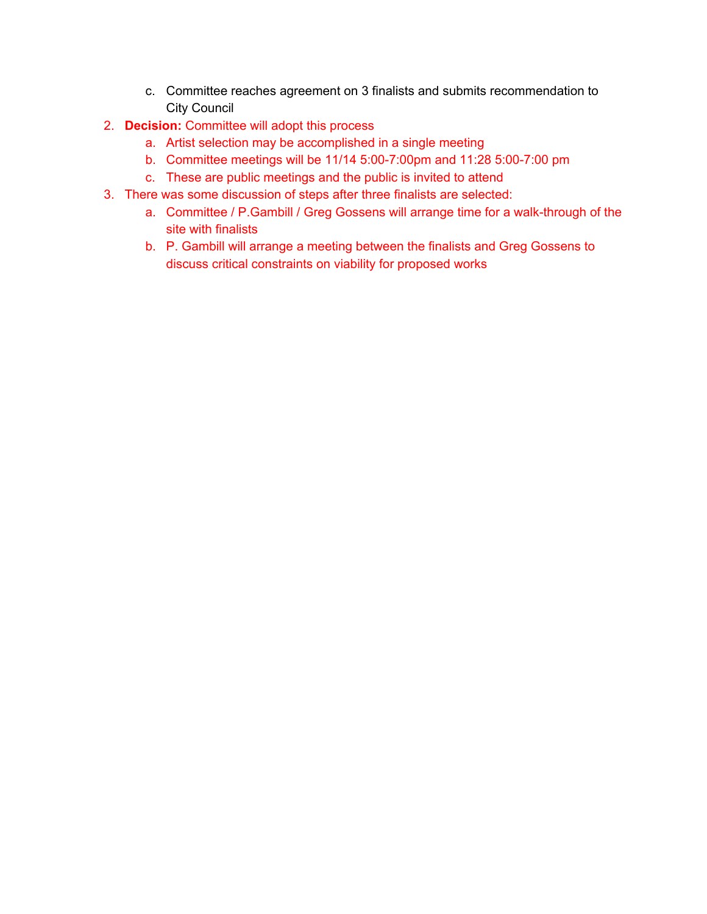c. Committee reaches agreement on 3 finalists and submits recommendation to City Council

2. **Decision:** Committee will adopt this process
   a. Artist selection may be accomplished in a single meeting
   b. Committee meetings will be 11/14 5:00-7:00pm and 11:28 5:00-7:00 pm
   c. These are public meetings and the public is invited to attend
3. There was some discussion of steps after three finalists are selected:
   a. Committee / P.Gambill / Greg Gossens will arrange time for a walk-through of the site with finalists
   b. P. Gambill will arrange a meeting between the finalists and Greg Gossens to discuss critical constraints on viability for proposed works